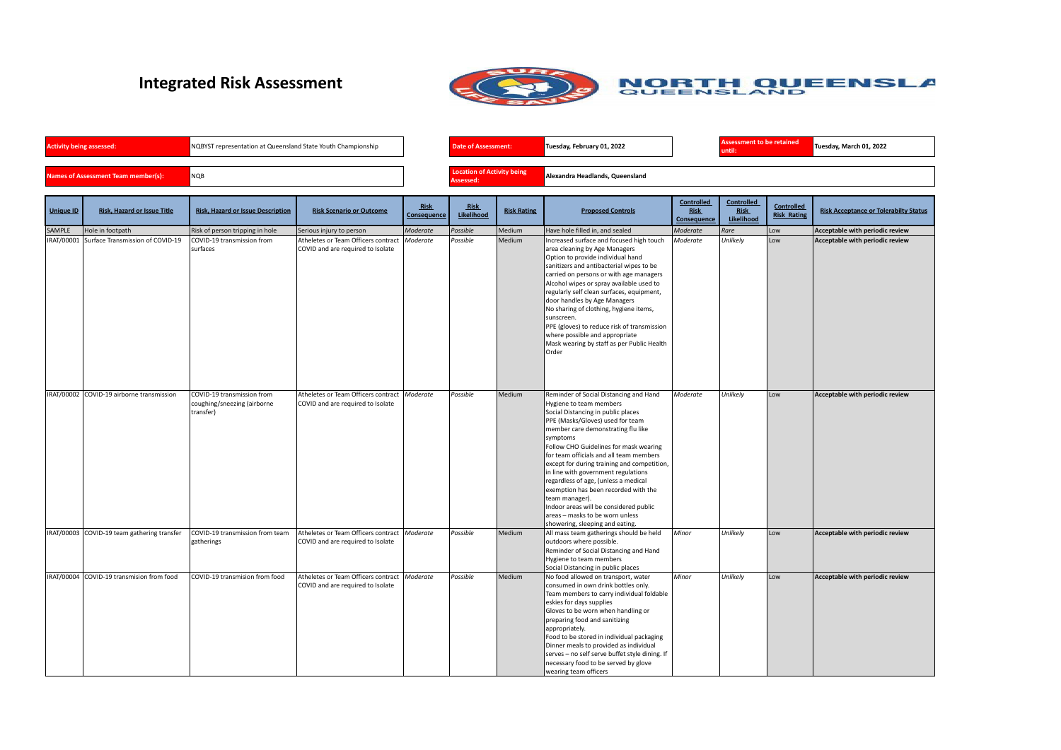# Integrated Risk Assessment

NORTH QUEENSLA QUEENSLAND

| | | | | | |
|---|---|---|---|---|---|
| **Activity being assessed:** | NQBYST representation at Queensland State Youth Championship | **Date of Assessment:** | Tuesday, February 01, 2022 | **Assessment to be retained until:** | Tuesday, March 01, 2022 |
| **Names of Assessment Team member(s):** | NQB | **Location of Activity being Assessed:** | Alexandra Headlands, Queensland | | |

| Unique ID | Risk, Hazard or Issue Title | Risk, Hazard or Issue Description | Risk Scenario or Outcome | Risk Consequence | Risk Likelihood | Risk Rating | Proposed Controls | Controlled Risk Consequence | Controlled Risk Likelihood | Controlled Risk Rating | Risk Acceptance or Tolerabilty Status |
|---|---|---|---|---|---|---|---|---|---|---|---|
| SAMPLE | Hole in footpath | Risk of person tripping in hole | Serious injury to person | *Moderate* | *Possible* | Medium | Have hole filled in, and sealed | *Moderate* | *Rare* | Low | **Acceptable with periodic review** |
| IRAT/00001 | Surface Transmission of COVID-19 | COVID-19 transmission from surfaces | Atheletes or Team Officers contract COVID and are required to Isolate | *Moderate* | *Possible* | Medium | Increased surface and focused high touch area cleaning by Age Managers<br>Option to provide individual hand sanitizers and antibacterial wipes to be carried on persons or with age managers<br>Alcohol wipes or spray available used to regularly self clean surfaces, equipment, door handles by Age Managers<br>No sharing of clothing, hygiene items, sunscreen.<br>PPE (gloves) to reduce risk of transmission where possible and appropriate<br>Mask wearing by staff as per Public Health Order | *Moderate* | *Unlikely* | Low | **Acceptable with periodic review** |
| IRAT/00002 | COVID-19 airborne transmission | COVID-19 transmission from coughing/sneezing (airborne transfer) | Atheletes or Team Officers contract COVID and are required to Isolate | *Moderate* | *Possible* | Medium | Reminder of Social Distancing and Hand Hygiene to team members<br>Social Distancing in public places<br>PPE (Masks/Gloves) used for team member care demonstrating flu like symptoms<br>Follow CHO Guidelines for mask wearing for team officials and all team members except for during training and competition, in line with government regulations regardless of age, (unless a medical exemption has been recorded with the team manager).<br>Indoor areas will be considered public areas – masks to be worn unless showering, sleeping and eating. | *Moderate* | *Unlikely* | Low | **Acceptable with periodic review** |
| IRAT/00003 | COVID-19 team gathering transfer | COVID-19 transmission from team gatherings | Atheletes or Team Officers contract COVID and are required to Isolate | *Moderate* | *Possible* | Medium | All mass team gatherings should be held outdoors where possible.<br>Reminder of Social Distancing and Hand Hygiene to team members<br>Social Distancing in public places | *Minor* | *Unlikely* | Low | **Acceptable with periodic review** |
| IRAT/00004 | COVID-19 transmision from food | COVID-19 transmision from food | Atheletes or Team Officers contract COVID and are required to Isolate | *Moderate* | *Possible* | Medium | No food allowed on transport, water consumed in own drink bottles only.<br>Team members to carry individual foldable eskies for days supplies<br>Gloves to be worn when handling or preparing food and sanitizing appropriately.<br>Food to be stored in individual packaging<br>Dinner meals to provided as individual serves – no self serve buffet style dining. If necessary food to be served by glove wearing team officers | *Minor* | *Unlikely* | Low | **Acceptable with periodic review** |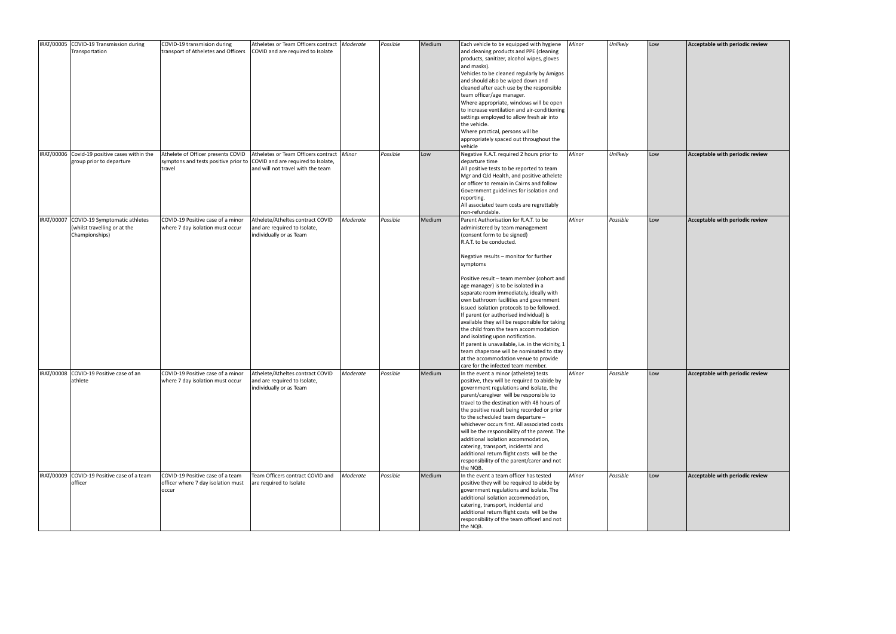| IRAT/00005 | COVID-19 Transmission during Transportation | COVID-19 transmision during transport of Atheletes and Officers | Atheletes or Team Officers contract COVID and are required to Isolate | *Moderate* | *Possible* | Medium | Each vehicle to be equipped with hygiene and cleaning products and PPE (cleaning products, sanitizer, alcohol wipes, gloves and masks).<br>Vehicles to be cleaned regularly by Amigos and should also be wiped down and cleaned after each use by the responsible team officer/age manager.<br>Where appropriate, windows will be open to increase ventilation and air-conditioning settings employed to allow fresh air into the vehicle.<br>Where practical, persons will be appropriately spaced out throughout the vehicle | *Minor* | *Unlikely* | Low | **Acceptable with periodic review** |
|---|---|---|---|---|---|---|---|---|---|---|---|
| IRAT/00006 | Covid-19 positive cases within the group prior to departure | Athelete of Officer presents COVID symptons and tests positive prior to travel | Atheletes or Team Officers contract COVID and are required to Isolate, and will not travel with the team | *Minor* | *Possible* | Low | Negative R.A.T. required 2 hours prior to departure time<br>All positive tests to be reported to team Mgr and Qld Health, and positive athelete or officer to remain in Cairns and follow Government guidelines for isolation and reporting.<br>All associated team costs are regrettably non-refundable. | *Minor* | *Unlikely* | Low | **Acceptable with periodic review** |
| IRAT/00007 | COVID-19 Symptomatic athletes (whilst travelling or at the Championships) | COVID-19 Positive case of a minor where 7 day isolation must occur | Athelete/Atheltes contract COVID and are required to Isolate, individually or as Team | *Moderate* | *Possible* | Medium | Parent Authorisation for R.A.T. to be administered by team management (consent form to be signed)<br>R.A.T. to be conducted.<br><br>Negative results – monitor for further symptoms<br><br>Positive result – team member (cohort and age manager) is to be isolated in a separate room immediately, ideally with own bathroom facilities and government issued isolation protocols to be followed.<br>If parent (or authorised individual) is available they will be responsible for taking the child from the team accommodation and isolating upon notification.<br>If parent is unavailable, i.e. in the vicinity, 1 team chaperone will be nominated to stay at the accommodation venue to provide care for the infected team member. | *Minor* | *Possible* | Low | **Acceptable with periodic review** |
| IRAT/00008 | COVID-19 Positive case of an athlete | COVID-19 Positive case of a minor where 7 day isolation must occur | Athelete/Atheltes contract COVID and are required to Isolate, individually or as Team | *Moderate* | *Possible* | Medium | In the event a minor (athelete) tests positive, they will be required to abide by government regulations and isolate, the parent/caregiver will be responsible to travel to the destination with 48 hours of the positive result being recorded or prior to the scheduled team departure – whichever occurs first. All associated costs will be the responsibility of the parent. The additional isolation accommodation, catering, transport, incidental and additional return flight costs will be the responsibility of the parent/carer and not the NQB. | *Minor* | *Possible* | Low | **Acceptable with periodic review** |
| IRAT/00009 | COVID-19 Positive case of a team officer | COVID-19 Positive case of a team officer where 7 day isolation must occur | Team Officers contract COVID and are required to Isolate | *Moderate* | *Possible* | Medium | In the event a team officer has tested positive they will be required to abide by government regulations and isolate. The additional isolation accommodation, catering, transport, incidental and additional return flight costs will be the responsibility of the team officerl and not the NQB. | *Minor* | *Possible* | Low | **Acceptable with periodic review** |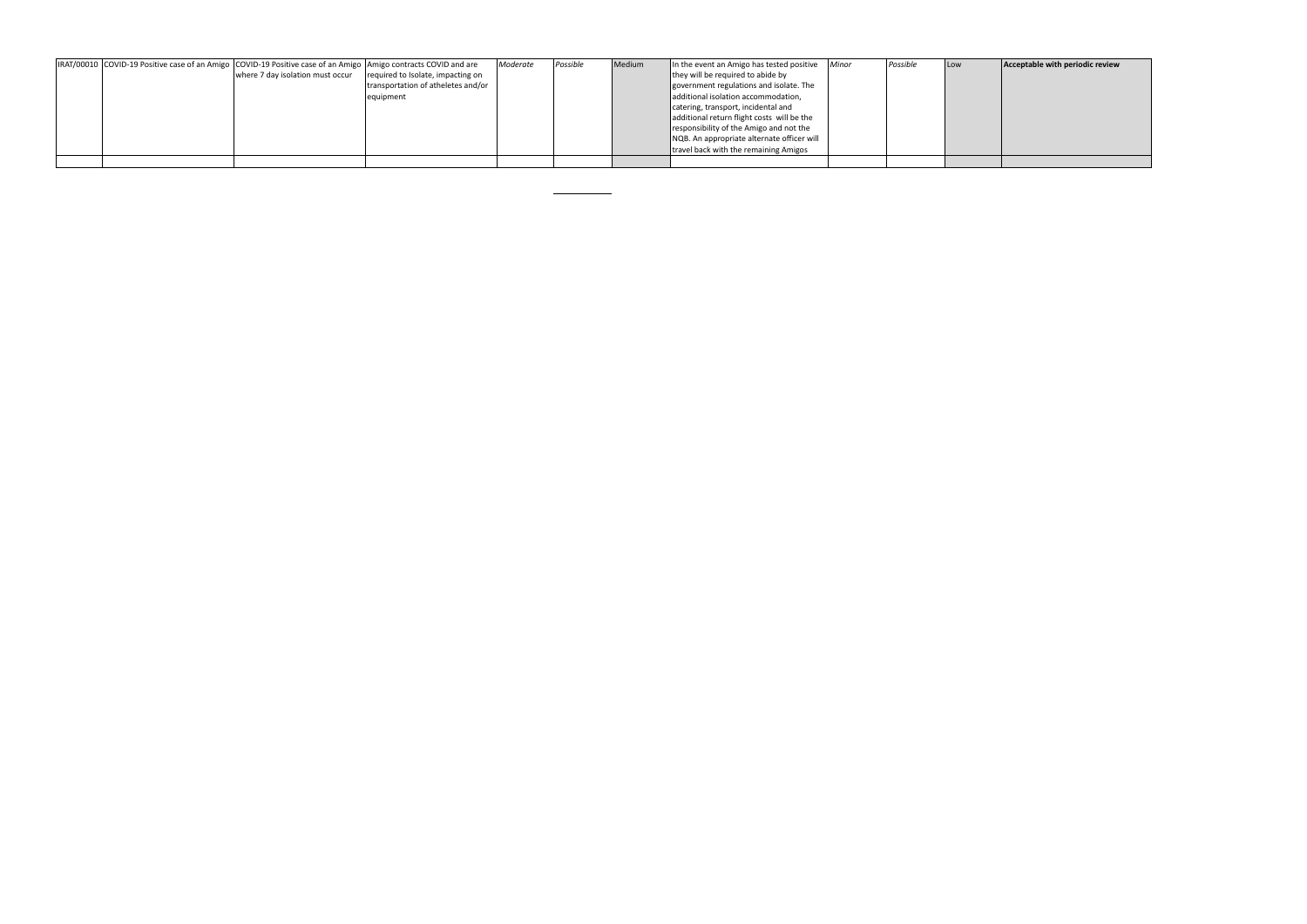| | | | | | | | | | | | |
|---|---|---|---|---|---|---|---|---|---|---|---|
| IRAT/00010 | COVID-19 Positive case of an Amigo | COVID-19 Positive case of an Amigo where 7 day isolation must occur | Amigo contracts COVID and are required to Isolate, impacting on transportation of atheletes and/or equipment | *Moderate* | *Possible* | Medium | In the event an Amigo has tested positive they will be required to abide by government regulations and isolate. The additional isolation accommodation, catering, transport, incidental and additional return flight costs will be the responsibility of the Amigo and not the NQB. An appropriate alternate officer will travel back with the remaining Amigos | *Minor* | *Possible* | Low | **Acceptable with periodic review** |
| | | | | | | | | | | | |